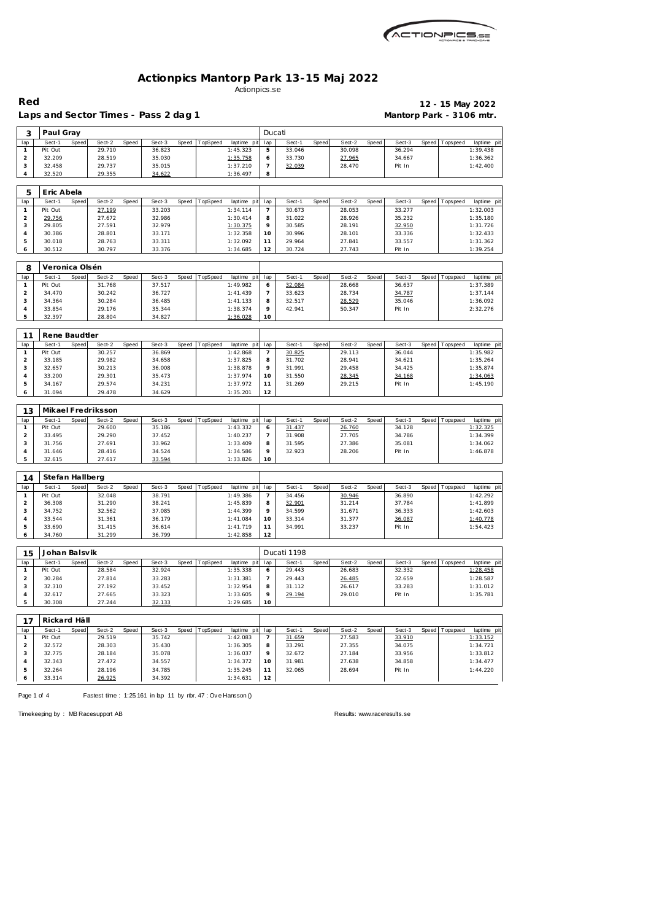# Actionpics Mantorp Park 13-15 Maj 2022

Actionpics.se

**Red** **12 - 15 May 2022**

**Laps and Sector Times - Pass 2 dag 1** **Mantorp Park - 3106 mtr.**

| 3 | Paul Gray | | | | | | | | | Ducati | | | | | | | | |
|---|---|---|---|---|---|---|---|---|---|---|---|---|---|---|---|---|---|---|
| lap | Sect-1 | Speed | Sect-2 | Speed | Sect-3 | Speed | TopSpeed | laptime pit | lap | Sect-1 | Speed | Sect-2 | Speed | Sect-3 | Speed | Topspeed | laptime pit |
| 1 | Pit Out | | 29.710 | | 36.823 | | | 1:45.323 | 5 | 33.046 | | 30.098 | | 36.294 | | | 1:39.438 |
| 2 | 32.209 | | 28.519 | | 35.030 | | | 1:35.758 | 6 | 33.730 | | 27.965 | | 34.667 | | | 1:36.362 |
| 3 | 32.458 | | 29.737 | | 35.015 | | | 1:37.210 | 7 | 32.039 | | 28.470 | | Pit In | | | 1:42.400 |
| 4 | 32.520 | | 29.355 | | 34.622 | | | 1:36.497 | 8 | | | | | | | | |

| 5 | Eric Abela | | | | | | | | | | | | | | | | |
|---|---|---|---|---|---|---|---|---|---|---|---|---|---|---|---|---|---|
| lap | Sect-1 | Speed | Sect-2 | Speed | Sect-3 | Speed | TopSpeed | laptime pit | lap | Sect-1 | Speed | Sect-2 | Speed | Sect-3 | Speed | Topspeed | laptime pit |
| 1 | Pit Out | | 27.199 | | 33.203 | | | 1:34.114 | 7 | 30.673 | | 28.053 | | 33.277 | | | 1:32.003 |
| 2 | 29.756 | | 27.672 | | 32.986 | | | 1:30.414 | 8 | 31.022 | | 28.926 | | 35.232 | | | 1:35.180 |
| 3 | 29.805 | | 27.591 | | 32.979 | | | 1:30.375 | 9 | 30.585 | | 28.191 | | 32.950 | | | 1:31.726 |
| 4 | 30.386 | | 28.801 | | 33.171 | | | 1:32.358 | 10 | 30.996 | | 28.101 | | 33.336 | | | 1:32.433 |
| 5 | 30.018 | | 28.763 | | 33.311 | | | 1:32.092 | 11 | 29.964 | | 27.841 | | 33.557 | | | 1:31.362 |
| 6 | 30.512 | | 30.797 | | 33.376 | | | 1:34.685 | 12 | 30.724 | | 27.743 | | Pit In | | | 1:39.254 |

| 8 | Veronica Olsén | | | | | | | | | | | | | | | | |
|---|---|---|---|---|---|---|---|---|---|---|---|---|---|---|---|---|---|
| lap | Sect-1 | Speed | Sect-2 | Speed | Sect-3 | Speed | TopSpeed | laptime pit | lap | Sect-1 | Speed | Sect-2 | Speed | Sect-3 | Speed | Topspeed | laptime pit |
| 1 | Pit Out | | 31.768 | | 37.517 | | | 1:49.982 | 6 | 32.084 | | 28.668 | | 36.637 | | | 1:37.389 |
| 2 | 34.470 | | 30.242 | | 36.727 | | | 1:41.439 | 7 | 33.623 | | 28.734 | | 34.787 | | | 1:37.144 |
| 3 | 34.364 | | 30.284 | | 36.485 | | | 1:41.133 | 8 | 32.517 | | 28.529 | | 35.046 | | | 1:36.092 |
| 4 | 33.854 | | 29.176 | | 35.344 | | | 1:38.374 | 9 | 42.941 | | 50.347 | | Pit In | | | 2:32.276 |
| 5 | 32.397 | | 28.804 | | 34.827 | | | 1:36.028 | 10 | | | | | | | | |

| 11 | Rene Baudtler | | | | | | | | | | | | | | | | |
|---|---|---|---|---|---|---|---|---|---|---|---|---|---|---|---|---|---|
| lap | Sect-1 | Speed | Sect-2 | Speed | Sect-3 | Speed | TopSpeed | laptime pit | lap | Sect-1 | Speed | Sect-2 | Speed | Sect-3 | Speed | Topspeed | laptime pit |
| 1 | Pit Out | | 30.257 | | 36.869 | | | 1:42.868 | 7 | 30.825 | | 29.113 | | 36.044 | | | 1:35.982 |
| 2 | 33.185 | | 29.982 | | 34.658 | | | 1:37.825 | 8 | 31.702 | | 28.941 | | 34.621 | | | 1:35.264 |
| 3 | 32.657 | | 30.213 | | 36.008 | | | 1:38.878 | 9 | 31.991 | | 29.458 | | 34.425 | | | 1:35.874 |
| 4 | 33.200 | | 29.301 | | 35.473 | | | 1:37.974 | 10 | 31.550 | | 28.345 | | 34.168 | | | 1:34.063 |
| 5 | 34.167 | | 29.574 | | 34.231 | | | 1:37.972 | 11 | 31.269 | | 29.215 | | Pit In | | | 1:45.190 |
| 6 | 31.094 | | 29.478 | | 34.629 | | | 1:35.201 | 12 | | | | | | | | |

| 13 | Mikael Fredriksson | | | | | | | | | | | | | | | | |
|---|---|---|---|---|---|---|---|---|---|---|---|---|---|---|---|---|---|
| lap | Sect-1 | Speed | Sect-2 | Speed | Sect-3 | Speed | TopSpeed | laptime pit | lap | Sect-1 | Speed | Sect-2 | Speed | Sect-3 | Speed | Topspeed | laptime pit |
| 1 | Pit Out | | 29.600 | | 35.186 | | | 1:43.332 | 6 | 31.437 | | 26.760 | | 34.128 | | | 1:32.325 |
| 2 | 33.495 | | 29.290 | | 37.452 | | | 1:40.237 | 7 | 31.908 | | 27.705 | | 34.786 | | | 1:34.399 |
| 3 | 31.756 | | 27.691 | | 33.962 | | | 1:33.409 | 8 | 31.595 | | 27.386 | | 35.081 | | | 1:34.062 |
| 4 | 31.646 | | 28.416 | | 34.524 | | | 1:34.586 | 9 | 32.923 | | 28.206 | | Pit In | | | 1:46.878 |
| 5 | 32.615 | | 27.617 | | 33.594 | | | 1:33.826 | 10 | | | | | | | | |

| 14 | Stefan Hallberg | | | | | | | | | | | | | | | | |
|---|---|---|---|---|---|---|---|---|---|---|---|---|---|---|---|---|---|
| lap | Sect-1 | Speed | Sect-2 | Speed | Sect-3 | Speed | TopSpeed | laptime pit | lap | Sect-1 | Speed | Sect-2 | Speed | Sect-3 | Speed | Topspeed | laptime pit |
| 1 | Pit Out | | 32.048 | | 38.791 | | | 1:49.386 | 7 | 34.456 | | 30.946 | | 36.890 | | | 1:42.292 |
| 2 | 36.308 | | 31.290 | | 38.241 | | | 1:45.839 | 8 | 32.901 | | 31.214 | | 37.784 | | | 1:41.899 |
| 3 | 34.752 | | 32.562 | | 37.085 | | | 1:44.399 | 9 | 34.599 | | 31.671 | | 36.333 | | | 1:42.603 |
| 4 | 33.544 | | 31.361 | | 36.179 | | | 1:41.084 | 10 | 33.314 | | 31.377 | | 36.087 | | | 1:40.778 |
| 5 | 33.690 | | 31.415 | | 36.614 | | | 1:41.719 | 11 | 34.991 | | 33.237 | | Pit In | | | 1:54.423 |
| 6 | 34.760 | | 31.299 | | 36.799 | | | 1:42.858 | 12 | | | | | | | | |

| 15 | Johan Balsvik | | | | | | | | | Ducati 1198 | | | | | | | | |
|---|---|---|---|---|---|---|---|---|---|---|---|---|---|---|---|---|---|
| lap | Sect-1 | Speed | Sect-2 | Speed | Sect-3 | Speed | TopSpeed | laptime pit | lap | Sect-1 | Speed | Sect-2 | Speed | Sect-3 | Speed | Topspeed | laptime pit |
| 1 | Pit Out | | 28.584 | | 32.924 | | | 1:35.338 | 6 | 29.443 | | 26.683 | | 32.332 | | | 1:28.458 |
| 2 | 30.284 | | 27.814 | | 33.283 | | | 1:31.381 | 7 | 29.443 | | 26.485 | | 32.659 | | | 1:28.587 |
| 3 | 32.310 | | 27.192 | | 33.452 | | | 1:32.954 | 8 | 31.112 | | 26.617 | | 33.283 | | | 1:31.012 |
| 4 | 32.617 | | 27.665 | | 33.323 | | | 1:33.605 | 9 | 29.194 | | 29.010 | | Pit In | | | 1:35.781 |
| 5 | 30.308 | | 27.244 | | 32.133 | | | 1:29.685 | 10 | | | | | | | | |

| 17 | Rickard Häll | | | | | | | | | | | | | | | | |
|---|---|---|---|---|---|---|---|---|---|---|---|---|---|---|---|---|---|
| lap | Sect-1 | Speed | Sect-2 | Speed | Sect-3 | Speed | TopSpeed | laptime pit | lap | Sect-1 | Speed | Sect-2 | Speed | Sect-3 | Speed | Topspeed | laptime pit |
| 1 | Pit Out | | 29.519 | | 35.742 | | | 1:42.083 | 7 | 31.659 | | 27.583 | | 33.910 | | | 1:33.152 |
| 2 | 32.572 | | 28.303 | | 35.430 | | | 1:36.305 | 8 | 33.291 | | 27.355 | | 34.075 | | | 1:34.721 |
| 3 | 32.775 | | 28.184 | | 35.078 | | | 1:36.037 | 9 | 32.672 | | 27.184 | | 33.956 | | | 1:33.812 |
| 4 | 32.343 | | 27.472 | | 34.557 | | | 1:34.372 | 10 | 31.981 | | 27.638 | | 34.858 | | | 1:34.477 |
| 5 | 32.264 | | 28.196 | | 34.785 | | | 1:35.245 | 11 | 32.065 | | 28.694 | | Pit In | | | 1:44.220 |
| 6 | 33.314 | | 26.925 | | 34.392 | | | 1:34.631 | 12 | | | | | | | | |

Fastest time : 1:25.161 in lap 11 by nbr. 47 : Ove Hansson ()

Timekeeping by : MB Racesupport AB

Results: www.raceresults.se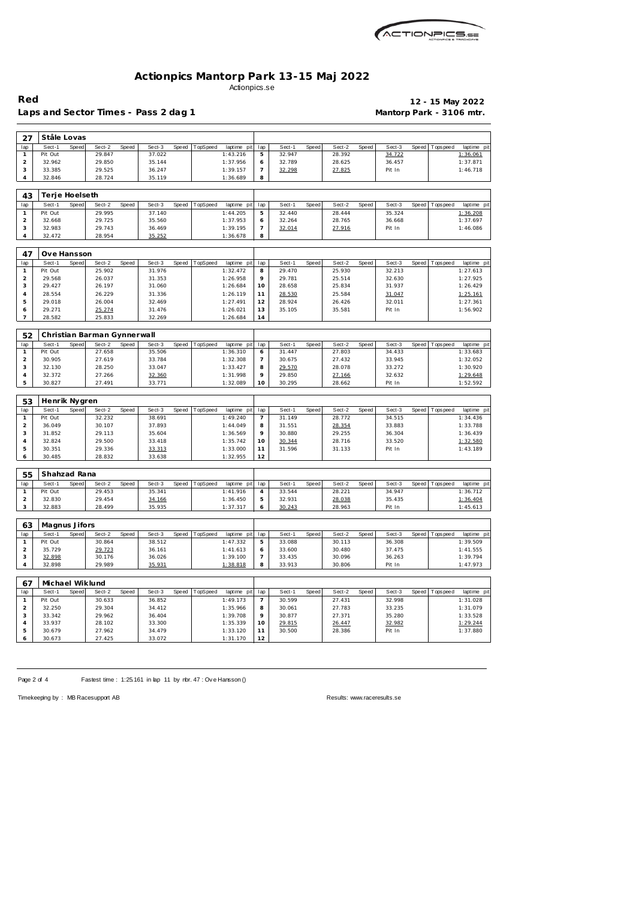# Actionpics Mantorp Park 13-15 Maj 2022

Actionpics.se

**Red** — **12 - 15 May 2022**

**Laps and Sector Times - Pass 2 dag 1** — **Mantorp Park - 3106 mtr.**

| 27 | Ståle Lovas | | | | | | | | | | | | | | | | | |
|---|---|---|---|---|---|---|---|---|---|---|---|---|---|---|---|---|---|---|
| lap | Sect-1 | Speed | Sect-2 | Speed | Sect-3 | Speed | TopSpeed | laptime pit | lap | Sect-1 | Speed | Sect-2 | Speed | Sect-3 | Speed | Topspeed | laptime pit |
| 1 | Pit Out | | 29.847 | | 37.022 | | | 1:43.216 | 5 | 32.947 | | 28.392 | | 34.722 | | | 1:36.061 |
| 2 | 32.962 | | 29.850 | | 35.144 | | | 1:37.956 | 6 | 32.789 | | 28.625 | | 36.457 | | | 1:37.871 |
| 3 | 33.385 | | 29.525 | | 36.247 | | | 1:39.157 | 7 | 32.298 | | 27.825 | | Pit In | | | 1:46.718 |
| 4 | 32.846 | | 28.724 | | 35.119 | | | 1:36.689 | 8 | | | | | | | | |

| 43 | Terje Hoelseth | | | | | | | | | | | | | | | | |
|---|---|---|---|---|---|---|---|---|---|---|---|---|---|---|---|---|---|
| lap | Sect-1 | Speed | Sect-2 | Speed | Sect-3 | Speed | TopSpeed | laptime pit | lap | Sect-1 | Speed | Sect-2 | Speed | Sect-3 | Speed | Topspeed | laptime pit |
| 1 | Pit Out | | 29.995 | | 37.140 | | | 1:44.205 | 5 | 32.440 | | 28.444 | | 35.324 | | | 1:36.208 |
| 2 | 32.668 | | 29.725 | | 35.560 | | | 1:37.953 | 6 | 32.264 | | 28.765 | | 36.668 | | | 1:37.697 |
| 3 | 32.983 | | 29.743 | | 36.469 | | | 1:39.195 | 7 | 32.014 | | 27.916 | | Pit In | | | 1:46.086 |
| 4 | 32.472 | | 28.954 | | 35.252 | | | 1:36.678 | 8 | | | | | | | | |

| 47 | Ove Hansson | | | | | | | | | | | | | | | | |
|---|---|---|---|---|---|---|---|---|---|---|---|---|---|---|---|---|---|
| lap | Sect-1 | Speed | Sect-2 | Speed | Sect-3 | Speed | TopSpeed | laptime pit | lap | Sect-1 | Speed | Sect-2 | Speed | Sect-3 | Speed | Topspeed | laptime pit |
| 1 | Pit Out | | 25.902 | | 31.976 | | | 1:32.472 | 8 | 29.470 | | 25.930 | | 32.213 | | | 1:27.613 |
| 2 | 29.568 | | 26.037 | | 31.353 | | | 1:26.958 | 9 | 29.781 | | 25.514 | | 32.630 | | | 1:27.925 |
| 3 | 29.427 | | 26.197 | | 31.060 | | | 1:26.684 | 10 | 28.658 | | 25.834 | | 31.937 | | | 1:26.429 |
| 4 | 28.554 | | 26.229 | | 31.336 | | | 1:26.119 | 11 | 28.530 | | 25.584 | | 31.047 | | | 1:25.161 |
| 5 | 29.018 | | 26.004 | | 32.469 | | | 1:27.491 | 12 | 28.924 | | 26.426 | | 32.011 | | | 1:27.361 |
| 6 | 29.271 | | 25.274 | | 31.476 | | | 1:26.021 | 13 | 35.105 | | 35.581 | | Pit In | | | 1:56.902 |
| 7 | 28.582 | | 25.833 | | 32.269 | | | 1:26.684 | 14 | | | | | | | | |

| 52 | Christian Barman Gynnerwall | | | | | | | | | | | | | | | | |
|---|---|---|---|---|---|---|---|---|---|---|---|---|---|---|---|---|---|
| lap | Sect-1 | Speed | Sect-2 | Speed | Sect-3 | Speed | TopSpeed | laptime pit | lap | Sect-1 | Speed | Sect-2 | Speed | Sect-3 | Speed | Topspeed | laptime pit |
| 1 | Pit Out | | 27.658 | | 35.506 | | | 1:36.310 | 6 | 31.447 | | 27.803 | | 34.433 | | | 1:33.683 |
| 2 | 30.905 | | 27.619 | | 33.784 | | | 1:32.308 | 7 | 30.675 | | 27.432 | | 33.945 | | | 1:32.052 |
| 3 | 32.130 | | 28.250 | | 33.047 | | | 1:33.427 | 8 | 29.570 | | 28.078 | | 33.272 | | | 1:30.920 |
| 4 | 32.372 | | 27.266 | | 32.360 | | | 1:31.998 | 9 | 29.850 | | 27.166 | | 32.632 | | | 1:29.648 |
| 5 | 30.827 | | 27.491 | | 33.771 | | | 1:32.089 | 10 | 30.295 | | 28.662 | | Pit In | | | 1:52.592 |

| 53 | Henrik Nygren | | | | | | | | | | | | | | | | |
|---|---|---|---|---|---|---|---|---|---|---|---|---|---|---|---|---|---|
| lap | Sect-1 | Speed | Sect-2 | Speed | Sect-3 | Speed | TopSpeed | laptime pit | lap | Sect-1 | Speed | Sect-2 | Speed | Sect-3 | Speed | Topspeed | laptime pit |
| 1 | Pit Out | | 32.232 | | 38.691 | | | 1:49.240 | 7 | 31.149 | | 28.772 | | 34.515 | | | 1:34.436 |
| 2 | 36.049 | | 30.107 | | 37.893 | | | 1:44.049 | 8 | 31.551 | | 28.354 | | 33.883 | | | 1:33.788 |
| 3 | 31.852 | | 29.113 | | 35.604 | | | 1:36.569 | 9 | 30.880 | | 29.255 | | 36.304 | | | 1:36.439 |
| 4 | 32.824 | | 29.500 | | 33.418 | | | 1:35.742 | 10 | 30.344 | | 28.716 | | 33.520 | | | 1:32.580 |
| 5 | 30.351 | | 29.336 | | 33.313 | | | 1:33.000 | 11 | 31.596 | | 31.133 | | Pit In | | | 1:43.189 |
| 6 | 30.485 | | 28.832 | | 33.638 | | | 1:32.955 | 12 | | | | | | | | |

| 55 | Shahzad Rana | | | | | | | | | | | | | | | | |
|---|---|---|---|---|---|---|---|---|---|---|---|---|---|---|---|---|---|
| lap | Sect-1 | Speed | Sect-2 | Speed | Sect-3 | Speed | TopSpeed | laptime pit | lap | Sect-1 | Speed | Sect-2 | Speed | Sect-3 | Speed | Topspeed | laptime pit |
| 1 | Pit Out | | 29.453 | | 35.341 | | | 1:41.916 | 4 | 33.544 | | 28.221 | | 34.947 | | | 1:36.712 |
| 2 | 32.830 | | 29.454 | | 34.166 | | | 1:36.450 | 5 | 32.931 | | 28.038 | | 35.435 | | | 1:36.404 |
| 3 | 32.883 | | 28.499 | | 35.935 | | | 1:37.317 | 6 | 30.243 | | 28.963 | | Pit In | | | 1:45.613 |

| 63 | Magnus Jifors | | | | | | | | | | | | | | | | |
|---|---|---|---|---|---|---|---|---|---|---|---|---|---|---|---|---|---|
| lap | Sect-1 | Speed | Sect-2 | Speed | Sect-3 | Speed | TopSpeed | laptime pit | lap | Sect-1 | Speed | Sect-2 | Speed | Sect-3 | Speed | Topspeed | laptime pit |
| 1 | Pit Out | | 30.864 | | 38.512 | | | 1:47.332 | 5 | 33.088 | | 30.113 | | 36.308 | | | 1:39.509 |
| 2 | 35.729 | | 29.723 | | 36.161 | | | 1:41.613 | 6 | 33.600 | | 30.480 | | 37.475 | | | 1:41.555 |
| 3 | 32.898 | | 30.176 | | 36.026 | | | 1:39.100 | 7 | 33.435 | | 30.096 | | 36.263 | | | 1:39.794 |
| 4 | 32.898 | | 29.989 | | 35.931 | | | 1:38.818 | 8 | 33.913 | | 30.806 | | Pit In | | | 1:47.973 |

| 67 | Michael Wiklund | | | | | | | | | | | | | | | | |
|---|---|---|---|---|---|---|---|---|---|---|---|---|---|---|---|---|---|
| lap | Sect-1 | Speed | Sect-2 | Speed | Sect-3 | Speed | TopSpeed | laptime pit | lap | Sect-1 | Speed | Sect-2 | Speed | Sect-3 | Speed | Topspeed | laptime pit |
| 1 | Pit Out | | 30.633 | | 36.852 | | | 1:49.173 | 7 | 30.599 | | 27.431 | | 32.998 | | | 1:31.028 |
| 2 | 32.250 | | 29.304 | | 34.412 | | | 1:35.966 | 8 | 30.061 | | 27.783 | | 33.235 | | | 1:31.079 |
| 3 | 33.342 | | 29.962 | | 36.404 | | | 1:39.708 | 9 | 30.877 | | 27.371 | | 35.280 | | | 1:33.528 |
| 4 | 33.937 | | 28.102 | | 33.300 | | | 1:35.339 | 10 | 29.815 | | 26.447 | | 32.982 | | | 1:29.244 |
| 5 | 30.679 | | 27.962 | | 34.479 | | | 1:33.120 | 11 | 30.500 | | 28.386 | | Pit In | | | 1:37.880 |
| 6 | 30.673 | | 27.425 | | 33.072 | | | 1:31.170 | 12 | | | | | | | | |

Fastest time : 1:25.161 in lap 11 by nbr. 47 : Ove Hansson ()

Timekeeping by : MB Racesupport AB — Results: www.raceresults.se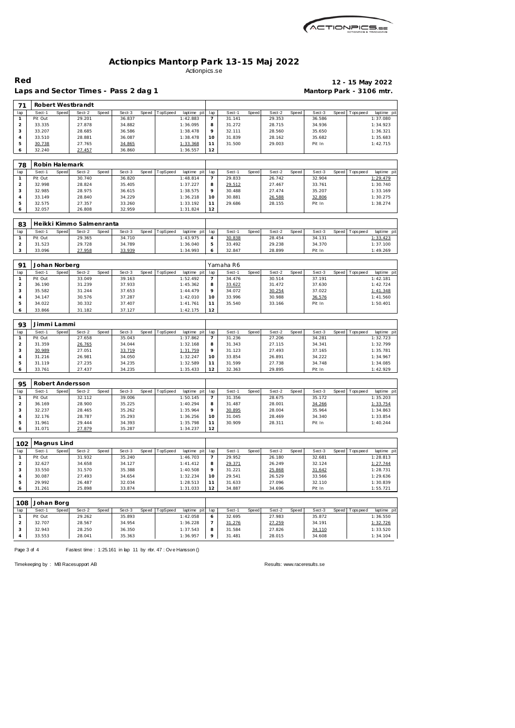# Actionpics Mantorp Park 13-15 Maj 2022

Actionpics.se

**Red** **12 - 15 May 2022**

**Laps and Sector Times - Pass 2 dag 1** **Mantorp Park - 3106 mtr.**

## 71 Robert Westbrandt

| lap | Sect-1 | Speed | Sect-2 | Speed | Sect-3 | Speed | TopSpeed | laptime pit | lap | Sect-1 | Speed | Sect-2 | Speed | Sect-3 | Speed | Topspeed | laptime pit |
|---|---|---|---|---|---|---|---|---|---|---|---|---|---|---|---|---|---|
| 1 | Pit Out | | 29.201 | | 36.837 | | | 1:42.883 | 7 | 31.141 | | 29.353 | | 36.586 | | | 1:37.080 |
| 2 | 33.335 | | 27.878 | | 34.882 | | | 1:36.095 | 8 | 31.272 | | 28.715 | | 34.936 | | | 1:34.923 |
| 3 | 33.207 | | 28.685 | | 36.586 | | | 1:38.478 | 9 | 32.111 | | 28.560 | | 35.650 | | | 1:36.321 |
| 4 | 33.510 | | 28.881 | | 36.087 | | | 1:38.478 | 10 | 31.839 | | 28.162 | | 35.682 | | | 1:35.683 |
| 5 | 30.738 | | 27.765 | | 34.865 | | | 1:33.368 | 11 | 31.500 | | 29.003 | | Pit In | | | 1:42.715 |
| 6 | 32.240 | | 27.457 | | 36.860 | | | 1:36.557 | 12 | | | | | | | | |

## 78 Robin Halemark

| lap | Sect-1 | Speed | Sect-2 | Speed | Sect-3 | Speed | TopSpeed | laptime pit | lap | Sect-1 | Speed | Sect-2 | Speed | Sect-3 | Speed | Topspeed | laptime pit |
|---|---|---|---|---|---|---|---|---|---|---|---|---|---|---|---|---|---|
| 1 | Pit Out | | 30.740 | | 36.820 | | | 1:48.814 | 7 | 29.833 | | 26.742 | | 32.904 | | | 1:29.479 |
| 2 | 32.998 | | 28.824 | | 35.405 | | | 1:37.227 | 8 | 29.512 | | 27.467 | | 33.761 | | | 1:30.740 |
| 3 | 32.985 | | 28.975 | | 36.615 | | | 1:38.575 | 9 | 30.488 | | 27.474 | | 35.207 | | | 1:33.169 |
| 4 | 33.149 | | 28.840 | | 34.229 | | | 1:36.218 | 10 | 30.881 | | 26.588 | | 32.806 | | | 1:30.275 |
| 5 | 32.575 | | 27.357 | | 33.260 | | | 1:33.192 | 11 | 29.686 | | 28.155 | | Pit In | | | 1:38.274 |
| 6 | 32.057 | | 26.808 | | 32.959 | | | 1:31.824 | 12 | | | | | | | | |

## 83 Heikki Kimmo Salmenranta

| lap | Sect-1 | Speed | Sect-2 | Speed | Sect-3 | Speed | TopSpeed | laptime pit | lap | Sect-1 | Speed | Sect-2 | Speed | Sect-3 | Speed | Topspeed | laptime pit |
|---|---|---|---|---|---|---|---|---|---|---|---|---|---|---|---|---|---|
| 1 | Pit Out | | 29.365 | | 34.710 | | | 1:43.975 | 4 | 30.838 | | 28.454 | | 34.131 | | | 1:33.423 |
| 2 | 31.523 | | 29.728 | | 34.789 | | | 1:36.040 | 5 | 33.492 | | 29.238 | | 34.370 | | | 1:37.100 |
| 3 | 33.096 | | 27.958 | | 33.939 | | | 1:34.993 | 6 | 32.847 | | 28.899 | | Pit In | | | 1:49.269 |

## 91 Johan Norberg — Yamaha R6

| lap | Sect-1 | Speed | Sect-2 | Speed | Sect-3 | Speed | TopSpeed | laptime pit | lap | Sect-1 | Speed | Sect-2 | Speed | Sect-3 | Speed | Topspeed | laptime pit |
|---|---|---|---|---|---|---|---|---|---|---|---|---|---|---|---|---|---|
| 1 | Pit Out | | 33.049 | | 39.163 | | | 1:52.492 | 7 | 34.476 | | 30.514 | | 37.191 | | | 1:42.181 |
| 2 | 36.190 | | 31.239 | | 37.933 | | | 1:45.362 | 8 | 33.622 | | 31.472 | | 37.630 | | | 1:42.724 |
| 3 | 35.582 | | 31.244 | | 37.653 | | | 1:44.479 | 9 | 34.072 | | 30.254 | | 37.022 | | | 1:41.348 |
| 4 | 34.147 | | 30.576 | | 37.287 | | | 1:42.010 | 10 | 33.996 | | 30.988 | | 36.576 | | | 1:41.560 |
| 5 | 34.022 | | 30.332 | | 37.407 | | | 1:41.761 | 11 | 35.540 | | 33.166 | | Pit In | | | 1:50.401 |
| 6 | 33.866 | | 31.182 | | 37.127 | | | 1:42.175 | 12 | | | | | | | | |

## 93 Jimmi Lammi

| lap | Sect-1 | Speed | Sect-2 | Speed | Sect-3 | Speed | TopSpeed | laptime pit | lap | Sect-1 | Speed | Sect-2 | Speed | Sect-3 | Speed | Topspeed | laptime pit |
|---|---|---|---|---|---|---|---|---|---|---|---|---|---|---|---|---|---|
| 1 | Pit Out | | 27.658 | | 35.043 | | | 1:37.862 | 7 | 31.236 | | 27.206 | | 34.281 | | | 1:32.723 |
| 2 | 31.359 | | 26.765 | | 34.044 | | | 1:32.168 | 8 | 31.343 | | 27.115 | | 34.341 | | | 1:32.799 |
| 3 | 30.989 | | 27.051 | | 33.719 | | | 1:31.759 | 9 | 31.123 | | 27.493 | | 37.165 | | | 1:35.781 |
| 4 | 31.216 | | 26.981 | | 34.050 | | | 1:32.247 | 10 | 33.854 | | 26.891 | | 34.222 | | | 1:34.967 |
| 5 | 31.119 | | 27.235 | | 34.235 | | | 1:32.589 | 11 | 31.599 | | 27.738 | | 34.748 | | | 1:34.085 |
| 6 | 33.761 | | 27.437 | | 34.235 | | | 1:35.433 | 12 | 32.363 | | 29.895 | | Pit In | | | 1:42.929 |

## 95 Robert Andersson

| lap | Sect-1 | Speed | Sect-2 | Speed | Sect-3 | Speed | TopSpeed | laptime pit | lap | Sect-1 | Speed | Sect-2 | Speed | Sect-3 | Speed | Topspeed | laptime pit |
|---|---|---|---|---|---|---|---|---|---|---|---|---|---|---|---|---|---|
| 1 | Pit Out | | 32.112 | | 39.006 | | | 1:50.145 | 7 | 31.356 | | 28.675 | | 35.172 | | | 1:35.203 |
| 2 | 36.169 | | 28.900 | | 35.225 | | | 1:40.294 | 8 | 31.487 | | 28.001 | | 34.266 | | | 1:33.754 |
| 3 | 32.237 | | 28.465 | | 35.262 | | | 1:35.964 | 9 | 30.895 | | 28.004 | | 35.964 | | | 1:34.863 |
| 4 | 32.176 | | 28.787 | | 35.293 | | | 1:36.256 | 10 | 31.045 | | 28.469 | | 34.340 | | | 1:33.854 |
| 5 | 31.961 | | 29.444 | | 34.393 | | | 1:35.798 | 11 | 30.909 | | 28.311 | | Pit In | | | 1:40.244 |
| 6 | 31.071 | | 27.879 | | 35.287 | | | 1:34.237 | 12 | | | | | | | | |

## 102 Magnus Lind

| lap | Sect-1 | Speed | Sect-2 | Speed | Sect-3 | Speed | TopSpeed | laptime pit | lap | Sect-1 | Speed | Sect-2 | Speed | Sect-3 | Speed | Topspeed | laptime pit |
|---|---|---|---|---|---|---|---|---|---|---|---|---|---|---|---|---|---|
| 1 | Pit Out | | 31.932 | | 35.240 | | | 1:46.703 | 7 | 29.952 | | 26.180 | | 32.681 | | | 1:28.813 |
| 2 | 32.627 | | 34.658 | | 34.127 | | | 1:41.412 | 8 | 29.371 | | 26.249 | | 32.124 | | | 1:27.744 |
| 3 | 33.550 | | 31.570 | | 35.388 | | | 1:40.508 | 9 | 31.221 | | 25.868 | | 31.642 | | | 1:28.731 |
| 4 | 30.087 | | 27.493 | | 34.654 | | | 1:32.234 | 10 | 29.541 | | 26.529 | | 33.566 | | | 1:29.636 |
| 5 | 29.992 | | 26.487 | | 32.034 | | | 1:28.513 | 11 | 31.633 | | 27.096 | | 32.110 | | | 1:30.839 |
| 6 | 31.261 | | 25.898 | | 33.874 | | | 1:31.033 | 12 | 34.887 | | 34.696 | | Pit In | | | 1:55.721 |

## 108 Johan Borg

| lap | Sect-1 | Speed | Sect-2 | Speed | Sect-3 | Speed | TopSpeed | laptime pit | lap | Sect-1 | Speed | Sect-2 | Speed | Sect-3 | Speed | Topspeed | laptime pit |
|---|---|---|---|---|---|---|---|---|---|---|---|---|---|---|---|---|---|
| 1 | Pit Out | | 29.262 | | 35.893 | | | 1:42.058 | 6 | 32.695 | | 27.983 | | 35.872 | | | 1:36.550 |
| 2 | 32.707 | | 28.567 | | 34.954 | | | 1:36.228 | 7 | 31.276 | | 27.259 | | 34.191 | | | 1:32.726 |
| 3 | 32.943 | | 28.250 | | 36.350 | | | 1:37.543 | 8 | 31.584 | | 27.826 | | 34.110 | | | 1:33.520 |
| 4 | 33.553 | | 28.041 | | 35.363 | | | 1:36.957 | 9 | 31.481 | | 28.015 | | 34.608 | | | 1:34.104 |

Fastest time : 1:25.161 in lap 11 by nbr. 47 : Ove Hansson ()

Timekeeping by : MB Racesupport AB

Results: www.raceresults.se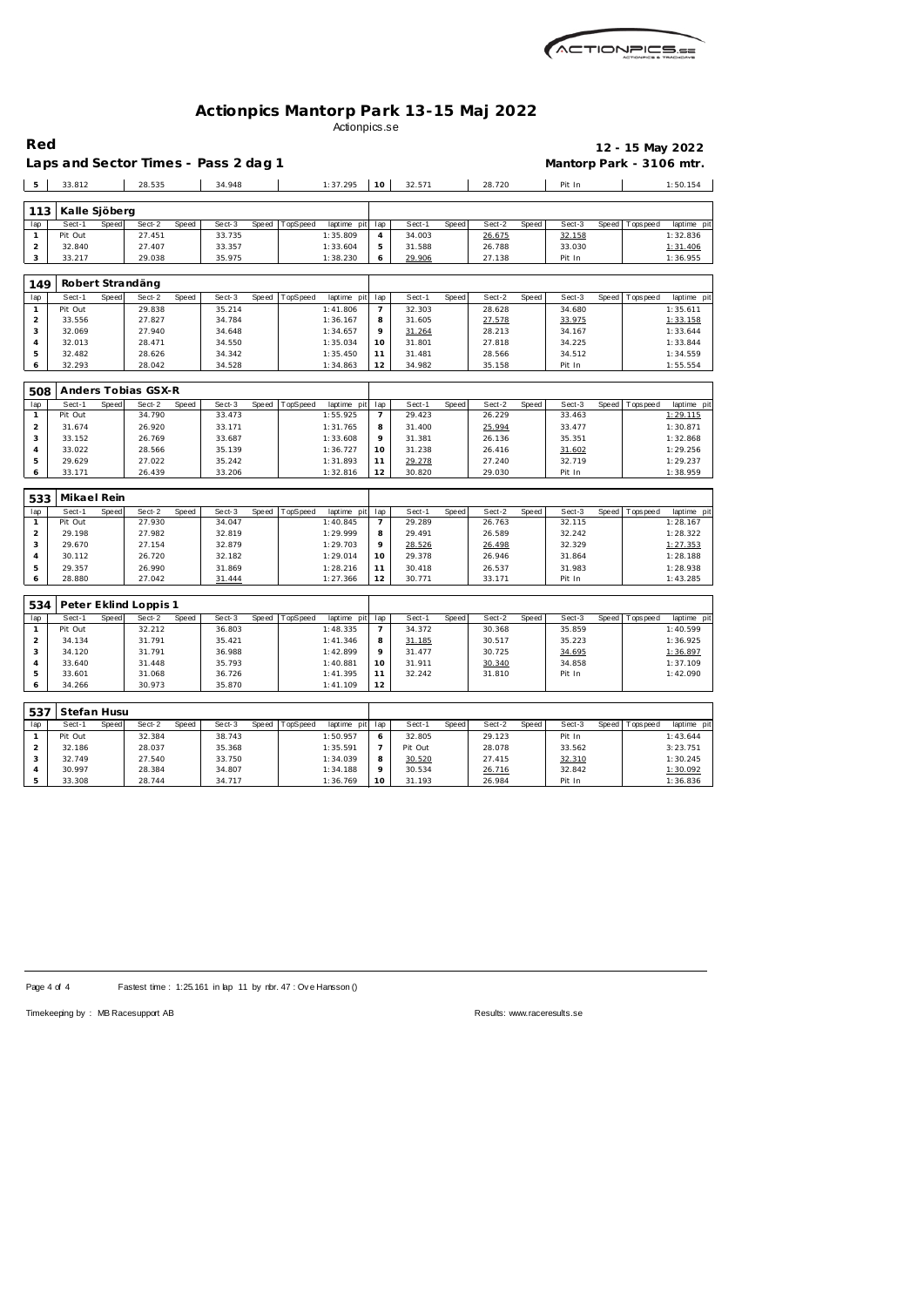# Actionpics Mantorp Park 13-15 Maj 2022

Actionpics.se

**Red** — 12 - 15 May 2022

**Laps and Sector Times - Pass 2 dag 1** — Mantorp Park - 3106 mtr.

| | | | | | | | | | | | | | | | | |
|---|---|---|---|---|---|---|---|---|---|---|---|---|---|---|---|---|
| 5 | 33.812 | | 28.535 | | 34.948 | | | 1:37.295 | 10 | 32.571 | | 28.720 | | Pit In | | 1:50.154 |

## 113 Kalle Sjöberg

| lap | Sect-1 | Speed | Sect-2 | Speed | Sect-3 | Speed | TopSpeed | laptime pit | lap | Sect-1 | Speed | Sect-2 | Speed | Sect-3 | Speed | Topspeed | laptime pit |
|---|---|---|---|---|---|---|---|---|---|---|---|---|---|---|---|---|---|
| 1 | Pit Out | | 27.451 | | 33.735 | | | 1:35.809 | 4 | 34.003 | | 26.675 | | 32.158 | | | 1:32.836 |
| 2 | 32.840 | | 27.407 | | 33.357 | | | 1:33.604 | 5 | 31.588 | | 26.788 | | 33.030 | | | 1:31.406 |
| 3 | 33.217 | | 29.038 | | 35.975 | | | 1:38.230 | 6 | 29.906 | | 27.138 | | Pit In | | | 1:36.955 |

## 149 Robert Strandäng

| lap | Sect-1 | Speed | Sect-2 | Speed | Sect-3 | Speed | TopSpeed | laptime pit | lap | Sect-1 | Speed | Sect-2 | Speed | Sect-3 | Speed | Topspeed | laptime pit |
|---|---|---|---|---|---|---|---|---|---|---|---|---|---|---|---|---|---|
| 1 | Pit Out | | 29.838 | | 35.214 | | | 1:41.806 | 7 | 32.303 | | 28.628 | | 34.680 | | | 1:35.611 |
| 2 | 33.556 | | 27.827 | | 34.784 | | | 1:36.167 | 8 | 31.605 | | 27.578 | | 33.975 | | | 1:33.158 |
| 3 | 32.069 | | 27.940 | | 34.648 | | | 1:34.657 | 9 | 31.264 | | 28.213 | | 34.167 | | | 1:33.644 |
| 4 | 32.013 | | 28.471 | | 34.550 | | | 1:35.034 | 10 | 31.801 | | 27.818 | | 34.225 | | | 1:33.844 |
| 5 | 32.482 | | 28.626 | | 34.342 | | | 1:35.450 | 11 | 31.481 | | 28.566 | | 34.512 | | | 1:34.559 |
| 6 | 32.293 | | 28.042 | | 34.528 | | | 1:34.863 | 12 | 34.982 | | 35.158 | | Pit In | | | 1:55.554 |

## 508 Anders Tobias GSX-R

| lap | Sect-1 | Speed | Sect-2 | Speed | Sect-3 | Speed | TopSpeed | laptime pit | lap | Sect-1 | Speed | Sect-2 | Speed | Sect-3 | Speed | Topspeed | laptime pit |
|---|---|---|---|---|---|---|---|---|---|---|---|---|---|---|---|---|---|
| 1 | Pit Out | | 34.790 | | 33.473 | | | 1:55.925 | 7 | 29.423 | | 26.229 | | 33.463 | | | 1:29.115 |
| 2 | 31.674 | | 26.920 | | 33.171 | | | 1:31.765 | 8 | 31.400 | | 25.994 | | 33.477 | | | 1:30.871 |
| 3 | 33.152 | | 26.769 | | 33.687 | | | 1:33.608 | 9 | 31.381 | | 26.136 | | 35.351 | | | 1:32.868 |
| 4 | 33.022 | | 28.566 | | 35.139 | | | 1:36.727 | 10 | 31.238 | | 26.416 | | 31.602 | | | 1:29.256 |
| 5 | 29.629 | | 27.022 | | 35.242 | | | 1:31.893 | 11 | 29.278 | | 27.240 | | 32.719 | | | 1:29.237 |
| 6 | 33.171 | | 26.439 | | 33.206 | | | 1:32.816 | 12 | 30.820 | | 29.030 | | Pit In | | | 1:38.959 |

## 533 Mikael Rein

| lap | Sect-1 | Speed | Sect-2 | Speed | Sect-3 | Speed | TopSpeed | laptime pit | lap | Sect-1 | Speed | Sect-2 | Speed | Sect-3 | Speed | Topspeed | laptime pit |
|---|---|---|---|---|---|---|---|---|---|---|---|---|---|---|---|---|---|
| 1 | Pit Out | | 27.930 | | 34.047 | | | 1:40.845 | 7 | 29.289 | | 26.763 | | 32.115 | | | 1:28.167 |
| 2 | 29.198 | | 27.982 | | 32.819 | | | 1:29.999 | 8 | 29.491 | | 26.589 | | 32.242 | | | 1:28.322 |
| 3 | 29.670 | | 27.154 | | 32.879 | | | 1:29.703 | 9 | 28.526 | | 26.498 | | 32.329 | | | 1:27.353 |
| 4 | 30.112 | | 26.720 | | 32.182 | | | 1:29.014 | 10 | 29.378 | | 26.946 | | 31.864 | | | 1:28.188 |
| 5 | 29.357 | | 26.990 | | 31.869 | | | 1:28.216 | 11 | 30.418 | | 26.537 | | 31.983 | | | 1:28.938 |
| 6 | 28.880 | | 27.042 | | 31.444 | | | 1:27.366 | 12 | 30.771 | | 33.171 | | Pit In | | | 1:43.285 |

## 534 Peter Eklind Loppis 1

| lap | Sect-1 | Speed | Sect-2 | Speed | Sect-3 | Speed | TopSpeed | laptime pit | lap | Sect-1 | Speed | Sect-2 | Speed | Sect-3 | Speed | Topspeed | laptime pit |
|---|---|---|---|---|---|---|---|---|---|---|---|---|---|---|---|---|---|
| 1 | Pit Out | | 32.212 | | 36.803 | | | 1:48.335 | 7 | 34.372 | | 30.368 | | 35.859 | | | 1:40.599 |
| 2 | 34.134 | | 31.791 | | 35.421 | | | 1:41.346 | 8 | 31.185 | | 30.517 | | 35.223 | | | 1:36.925 |
| 3 | 34.120 | | 31.791 | | 36.988 | | | 1:42.899 | 9 | 31.477 | | 30.725 | | 34.695 | | | 1:36.897 |
| 4 | 33.640 | | 31.448 | | 35.793 | | | 1:40.881 | 10 | 31.911 | | 30.340 | | 34.858 | | | 1:37.109 |
| 5 | 33.601 | | 31.068 | | 36.726 | | | 1:41.395 | 11 | 32.242 | | 31.810 | | Pit In | | | 1:42.090 |
| 6 | 34.266 | | 30.973 | | 35.870 | | | 1:41.109 | 12 | | | | | | | | |

## 537 Stefan Husu

| lap | Sect-1 | Speed | Sect-2 | Speed | Sect-3 | Speed | TopSpeed | laptime pit | lap | Sect-1 | Speed | Sect-2 | Speed | Sect-3 | Speed | Topspeed | laptime pit |
|---|---|---|---|---|---|---|---|---|---|---|---|---|---|---|---|---|---|
| 1 | Pit Out | | 32.384 | | 38.743 | | | 1:50.957 | 6 | 32.805 | | 29.123 | | Pit In | | | 1:43.644 |
| 2 | 32.186 | | 28.037 | | 35.368 | | | 1:35.591 | 7 | Pit Out | | 28.078 | | 33.562 | | | 3:23.751 |
| 3 | 32.749 | | 27.540 | | 33.750 | | | 1:34.039 | 8 | 30.520 | | 27.415 | | 32.310 | | | 1:30.245 |
| 4 | 30.997 | | 28.384 | | 34.807 | | | 1:34.188 | 9 | 30.534 | | 26.716 | | 32.842 | | | 1:30.092 |
| 5 | 33.308 | | 28.744 | | 34.717 | | | 1:36.769 | 10 | 31.193 | | 26.984 | | Pit In | | | 1:36.836 |

Fastest time : 1:25.161 in lap 11 by nbr. 47 : Ove Hansson ()

Timekeeping by : MB Racesupport AB — Results: www.raceresults.se